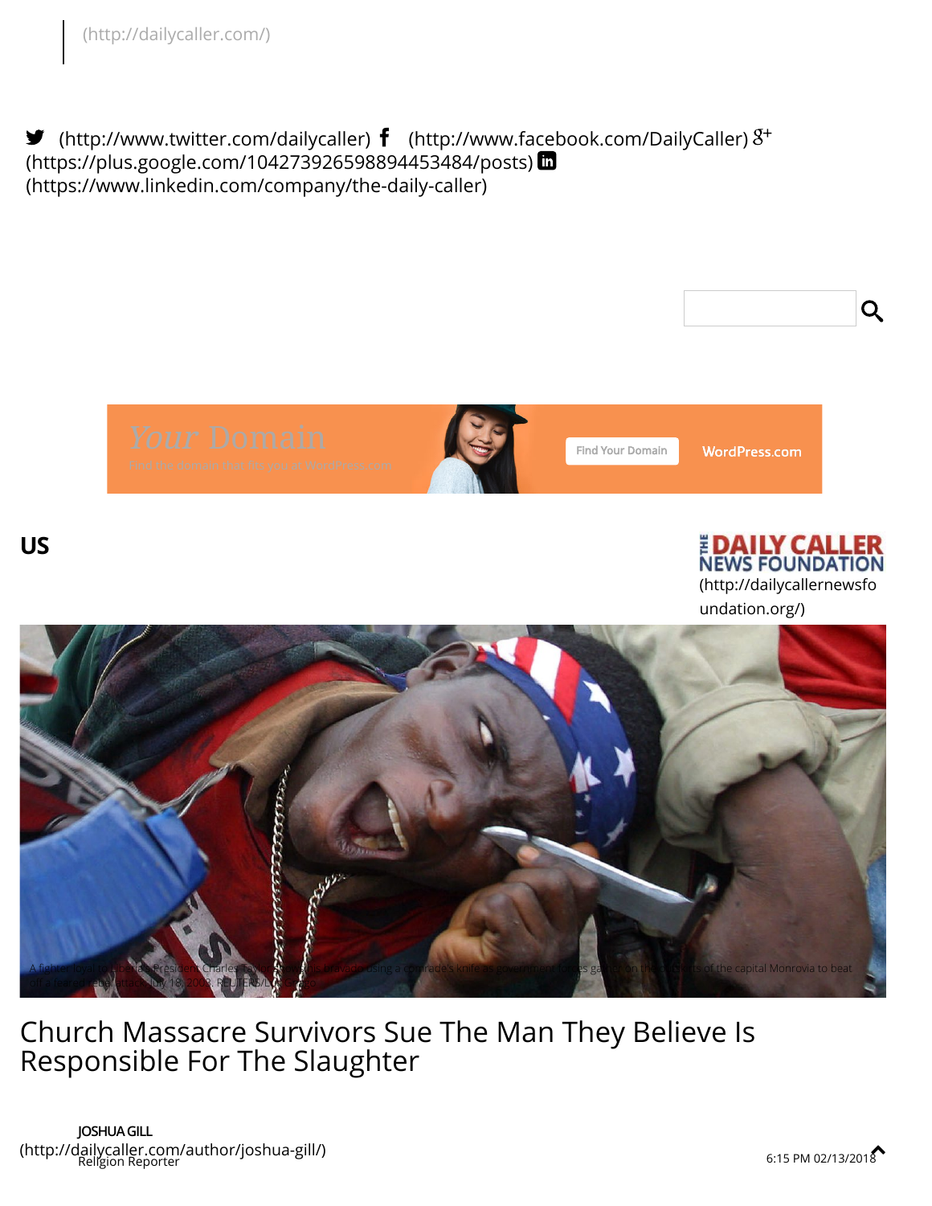(http://dailycaller.com/)

(http://www.twitter.com/dailycaller) (http://www.facebook.com/DailyCaller) (https://plus.google.com/104273926598894453484/posts) (https://www.linkedin.com/company/the-daily-caller)

Your Domain

Find the domain that fits you at WordPress.com

Find Your Domain

WordPress.com

US

THE DAILY CALLER NEWS FOUNDATION (http://dailycallernewsfoundation.org/)

A fighter loyal to Liberian President Charles Taylor shows his bravado using a comrade's knife as government forces gather on the outskirts of the capital Monrovia to beat off a feared rebel attack July 18, 2003. REUTERS/Luc Gnago

# Church Massacre Survivors Sue The Man They Believe Is Responsible For The Slaughter

**JOSHUA GILL** (http://dailycaller.com/author/joshua-gill/)
Religion Reporter

6:15 PM 02/13/2018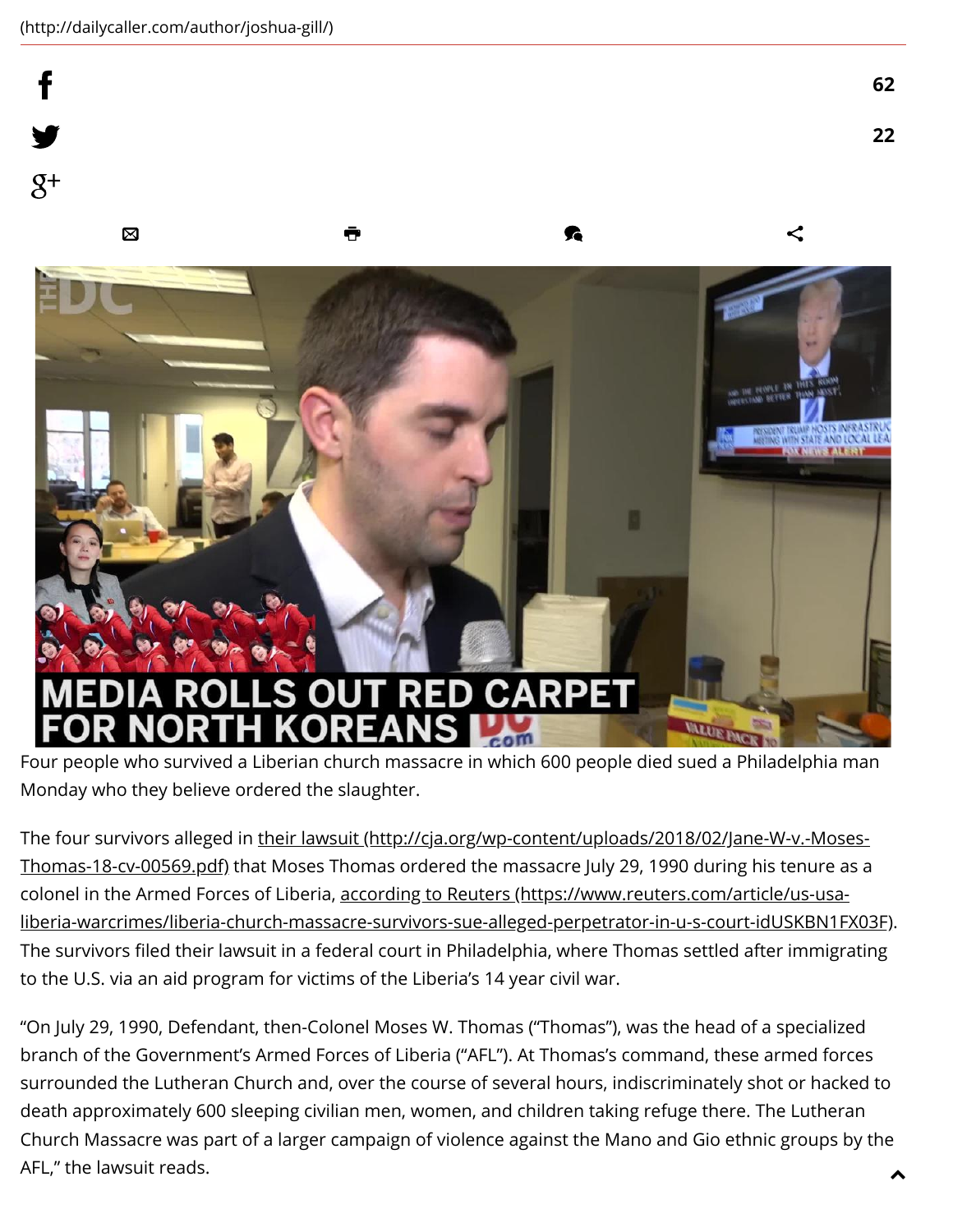(http://dailycaller.com/author/joshua-gill/)

62

22

Four people who survived a Liberian church massacre in which 600 people died sued a Philadelphia man Monday who they believe ordered the slaughter.

The four survivors alleged in [their lawsuit (http://cja.org/wp-content/uploads/2018/02/Jane-W-v.-Moses-Thomas-18-cv-00569.pdf)](http://cja.org/wp-content/uploads/2018/02/Jane-W-v.-Moses-Thomas-18-cv-00569.pdf) that Moses Thomas ordered the massacre July 29, 1990 during his tenure as a colonel in the Armed Forces of Liberia, [according to Reuters (https://www.reuters.com/article/us-usa-liberia-warcrimes/liberia-church-massacre-survivors-sue-alleged-perpetrator-in-u-s-court-idUSKBN1FX03F)](https://www.reuters.com/article/us-usa-liberia-warcrimes/liberia-church-massacre-survivors-sue-alleged-perpetrator-in-u-s-court-idUSKBN1FX03F). The survivors filed their lawsuit in a federal court in Philadelphia, where Thomas settled after immigrating to the U.S. via an aid program for victims of the Liberia's 14 year civil war.

"On July 29, 1990, Defendant, then-Colonel Moses W. Thomas ("Thomas"), was the head of a specialized branch of the Government's Armed Forces of Liberia ("AFL"). At Thomas's command, these armed forces surrounded the Lutheran Church and, over the course of several hours, indiscriminately shot or hacked to death approximately 600 sleeping civilian men, women, and children taking refuge there. The Lutheran Church Massacre was part of a larger campaign of violence against the Mano and Gio ethnic groups by the AFL," the lawsuit reads.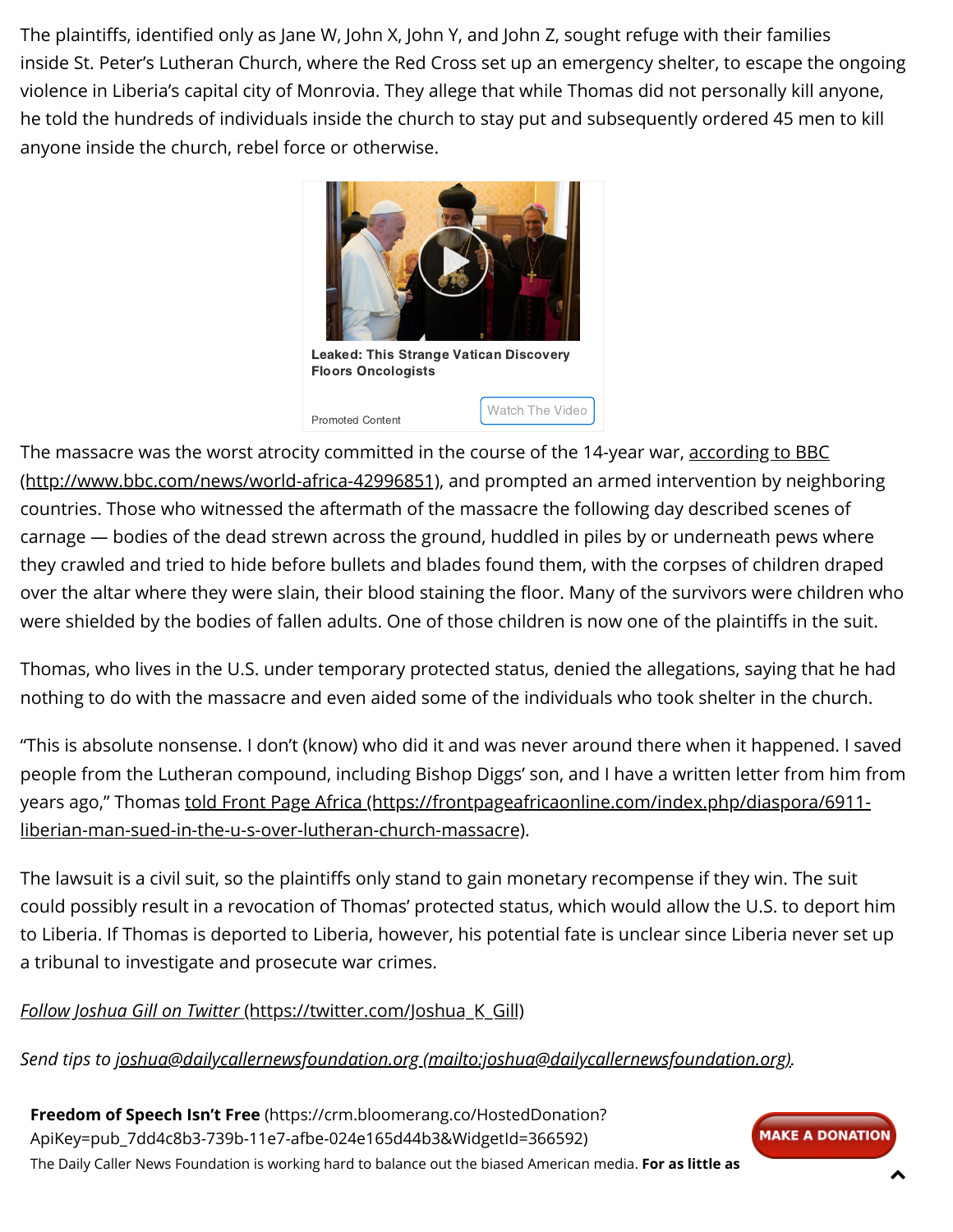The plaintiffs, identified only as Jane W, John X, John Y, and John Z, sought refuge with their families inside St. Peter's Lutheran Church, where the Red Cross set up an emergency shelter, to escape the ongoing violence in Liberia's capital city of Monrovia. They allege that while Thomas did not personally kill anyone, he told the hundreds of individuals inside the church to stay put and subsequently ordered 45 men to kill anyone inside the church, rebel force or otherwise.

**Leaked: This Strange Vatican Discovery Floors Oncologists**

Promoted Content — Watch The Video

The massacre was the worst atrocity committed in the course of the 14-year war, according to BBC (http://www.bbc.com/news/world-africa-42996851), and prompted an armed intervention by neighboring countries. Those who witnessed the aftermath of the massacre the following day described scenes of carnage — bodies of the dead strewn across the ground, huddled in piles by or underneath pews where they crawled and tried to hide before bullets and blades found them, with the corpses of children draped over the altar where they were slain, their blood staining the floor. Many of the survivors were children who were shielded by the bodies of fallen adults. One of those children is now one of the plaintiffs in the suit.

Thomas, who lives in the U.S. under temporary protected status, denied the allegations, saying that he had nothing to do with the massacre and even aided some of the individuals who took shelter in the church.

"This is absolute nonsense. I don't (know) who did it and was never around there when it happened. I saved people from the Lutheran compound, including Bishop Diggs' son, and I have a written letter from him from years ago," Thomas told Front Page Africa (https://frontpageafricaonline.com/index.php/diaspora/6911-liberian-man-sued-in-the-u-s-over-lutheran-church-massacre).

The lawsuit is a civil suit, so the plaintiffs only stand to gain monetary recompense if they win. The suit could possibly result in a revocation of Thomas' protected status, which would allow the U.S. to deport him to Liberia. If Thomas is deported to Liberia, however, his potential fate is unclear since Liberia never set up a tribunal to investigate and prosecute war crimes.

*Follow Joshua Gill on Twitter* (https://twitter.com/Joshua_K_Gill)

*Send tips to joshua@dailycallernewsfoundation.org (mailto:joshua@dailycallernewsfoundation.org).*

**Freedom of Speech Isn't Free** (https://crm.bloomerang.co/HostedDonation?ApiKey=pub_7dd4c8b3-739b-11e7-afbe-024e165d44b3&WidgetId=366592)

The Daily Caller News Foundation is working hard to balance out the biased American media. **For as little as**

MAKE A DONATION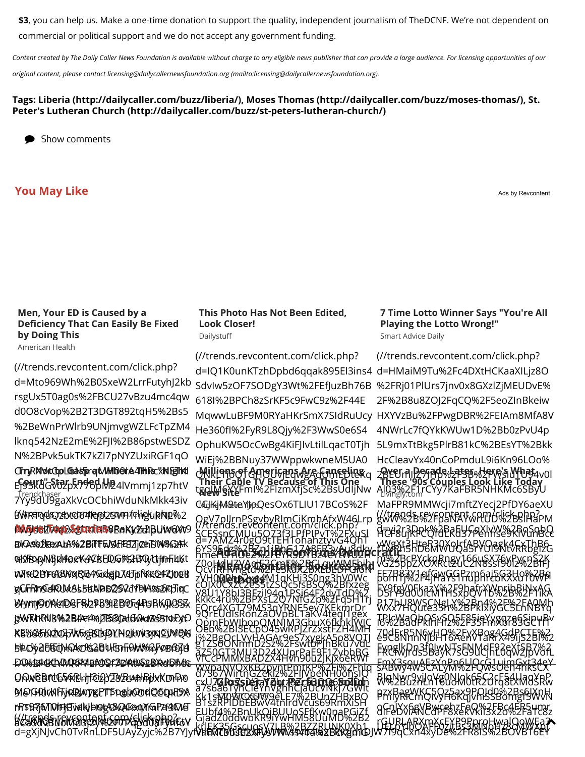**$3**, you can help us. Make a one-time donation to support the quality, independent journalism of TheDCNF. We're not dependent on commercial or political support and we do not accept any government funding.

*Content created by The Daily Caller News Foundation is available without charge to any eligible news publisher that can provide a large audience. For licensing opportunities of our original content, please contact licensing@dailycallernewsfoundation.org (mailto:licensing@dailycallernewsfoundation.org).*

**Tags: Liberia (http://dailycaller.com/buzz/liberia/), Moses Thomas (http://dailycaller.com/buzz/moses-thomas/), St. Peter's Lutheran Church (http://dailycaller.com/buzz/st-peters-lutheran-church/)**

Show comments

## You May Like

Ads by Revcontent

**Men, Your ED is Caused by a Deficiency That Can Easily Be Fixed by Doing This**
American Health

**This Photo Has Not Been Edited, Look Closer!**
Dailystuff

**7 Time Lotto Winner Says "You're All Playing the Lotto Wrong!"**
Smart Advice Daily

**Millions of Americans Are Canceling Their Cable TV Because of This One New Site**

**Over a Decade Later, Here's What These '90s Couples Look Like Today**
Livingly.com

**More Top Stories**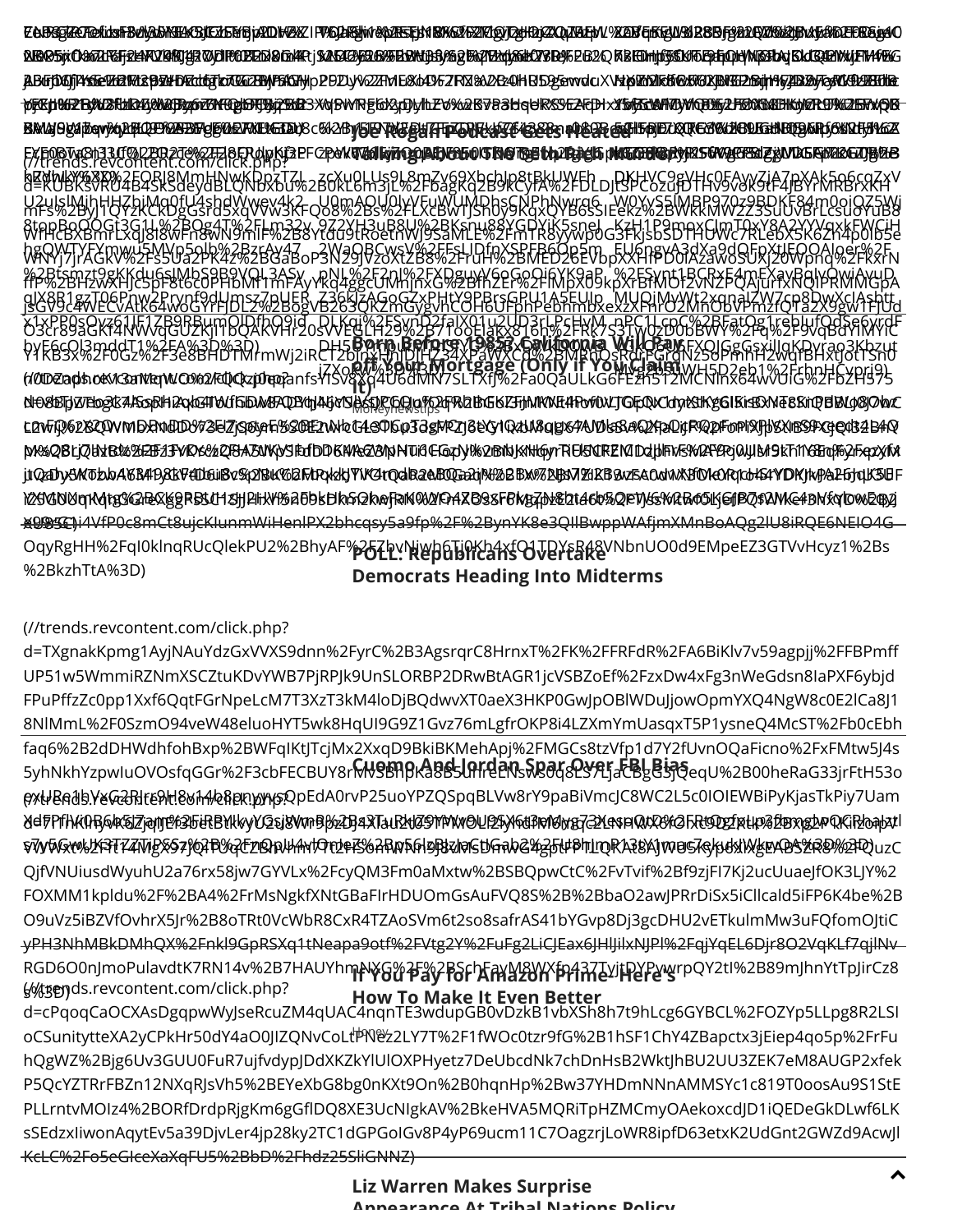(//trends.revcontent.com/click.php?d=TXgnakKpmg1AyjNAuYdzGxVVXS9dnn%2FyrC%2B3AgsrqrC8HrnxT%2FK%2FFRFdR%2FA6BiKlv7v59agpjj%2FFBPmffUP51w5WmmiRZNmXSCZtuKDvYWB7PjRPJk9UnSLORBP2DRwBtAGR1jcVSBZoEf%2FzxDw4xFg3nWeGdsn8IaPXF6ybjdFPuPffzZc0pp1Xxf6QqtFGrNpeLcM7T3XzT3kM4loDjBQdwvXT0aeX3HKP0GwJpOBlWDuJjowOpmYXQ4NgW8c0E2lCa8J18NlMmL%2F0SzmO94veW48eluoHYT5wk8HqUI9G9Z1Gvz76mLgfrOKP8i4LZXmYmUasqxT5P1ysneQ4McST%2Fb0cEbhfaq6%2B2dDHWdhfohBxp%2BWFqIKtJTcjMx2XxqD9BkiBKMehApj%2FMGCs8tzVfp1d7Y2fUvnOQaFicno%2FxFMtw5J4s5yhNkhYzpwIuOVOsfqGGr%2F3cbFECBUY8rMvSBhpKa8B5ulfreENswS0q8LS7LjaCBgG5jQeqU%2B00heRaG33jrFtH53o0eUPe1bVxG2RIrr9H8w14b8mnyynsQpEdA0rvP25uoYPZQSpqBLVw8rY9paBiVmcJC8WC2L5c0IOIEWBiPyKjasTkPiy7Uam)

**POLL: Republicans Overtake Democrats Heading Into Midterms**

**Cuomo And Jordan Spar Over FBI Bias**

(//trends.revcontent.com/click.php?d=cPqoqCaOCXAsDgqpwWyJseRcuZM4qUAC4nqnTE3wdupGB0vDzkB1vbXSh8h7t9hLcg6GYBCL%2FOZYp5LLpg8R2LSIoCSunitytteXA2yCPkHr50dY4aO0JIZQNvCoLtPNez2LY7T%2F1fWOc0tzr9fG%2B1hSF1ChY4ZBapctx3jEiep4qo5p%2FrFuhQgWZ%2Bjg6Uv3GUU0FuR7ujfvdypJDdXKZkYlUlOXPHyetz7DeUbcdNk7chDnHsB2WktJhBU2UU3ZEK7eM8AUGP2xfekP5QcYZTRrFBZn12NXqRJsVh5%2BEYeXbG8bg0nKXt9On%2B0hqnHp%2Bw37YHDmNNnAMMSYc1c819T0oosAu9S1StEPLLrntvMOIz4%2BORfDrdpRjgKm6gGflDQ8XE3UcNIgkAV%2BkeHVA5MQRiTpHZMCmyOAekoxcdJD1iQEDeGkDLwf6LKsSEdzxIiwonAqytEv5a39DjvLer4jp28ky2TC1dGPGoIGv8P4yP69ucm11C7OagzrjLoWR8ipfD63etxK2UdGnt2GWZd9AcwJlKcLC%2Fo5eGIceXaXqFU5%2BbD%2Fhdz25SliGNNZ)

**If You Pay for Amazon Prime- Here's How To Make It Even Better**

Honey

**Liz Warren Makes Surprise Appearance At Tribal Nations Policy**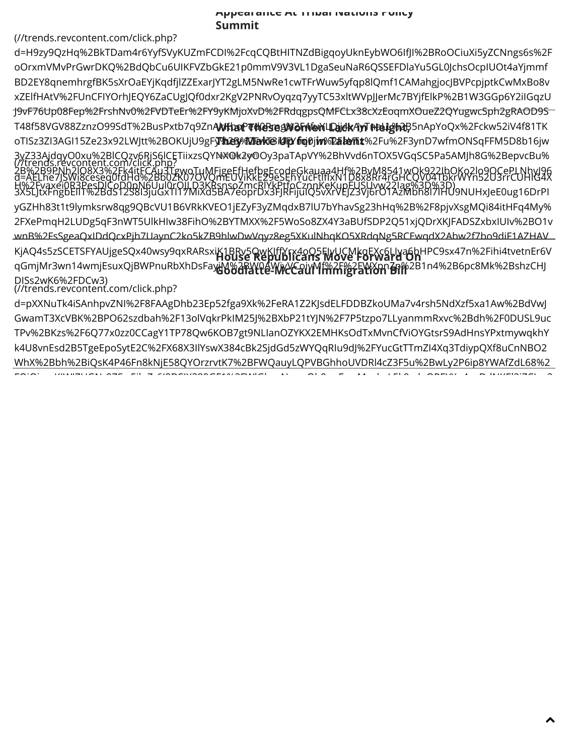**Appearance At Tribal Nations Policy Summit**

(//trends.revcontent.com/click.php?d=H9zy9QzHq%2BkTDam4r6YyfSVyKUZmFCDI%2FcqCQBtHITNZdBigqoyUknEybWO6IfJI%2BRoOCiuXi5yZCNngs6s%2FoOrxmVMvPrGwrDKQ%2BdQbCu6UIKFVZbGkE21p0mmV9V3VL1DgaSeuNaR6QSSEFDlaYu5GL0JchsOcpIUOt4aYjmmfBD2EY8qnemhrgfBK5sXrOaEYjKqdfjlZZExarJYT2gLM5NwRe1cwTFrWuw5yfqp8lQmf1CAMahgjocJBVPcpjptkCwMxBo8vxZElfHAtV%2FUnCFIYOrhJEQY6ZaCUgJQf0dxr2KgV2PNRvOyqzq7yyTC53xltWVpJJerMc7BYjfElkP%2B1W3GGp6Y2iIGqzUJ9vF76Up08Fep%2FrshNv0%2FVDTeEr%2FY9yKMjoXvD%2FRdqgpsQMFCLx38cXzEoqmXOueZ2QYugwcSph2gRAOD9ST48f58VGV88ZznzO99SdT%2BusPxtb7q9ZnAlKboPtll0Rm...%2B5nApYoQx%2Fckw52iV4f81TKoTISz3ZI3AGI15Ze23x92LWJtt%2BOKUjU9gF...%2Fu%2F3ynD7wfmONSqFFM5D8b16jw3yZ33AjdqyO0xu%2BlCQzv6RjS6lCETiixzsQY...NXOk2yoOy3paTApVY%2BhVvd6nTOX5VGqSC5Pa5AMJh8G%2BepvcBu%2B%2B9PNh2lO8X3%2Fk4itFCAu3TgwoTuMFigeEfHefbgEcodeGkauaa4Hf%2ByM8541wOk922IbOKo2lo9OCePLNhvI96H%2Fvaxei0R3PesDlCoD0pN6Uul0rOJLD3KRsnsoZmcRlYkPtfoCznnKeKupEUSUvw22Iag%3D%3D)

**What These Women Lack In Height, They Make Up for in Talent**

(//trends.revcontent.com/click.php?d=AELhe7JSWl8ceseq0fdHd%2Bb0ZK07OVQmEUViKkE29eSEhYucFtlflxN1D8x8Rr4rGHCQV04TbkrWYn52U3rrCUHlG4X3X5LJtxFngbEllT%2BdS12S8l3juGxTI17MiXd5BA7eoprDx3FJRFijulQ5vXrVEJZ3Vj6rO1AzMbh8l7IHU9NUHxJeE0ug16DrPIyGZHh83t1t9lymksrw8qg9QBcVU1B6VRkKVEO1jEZyF3yZMqdxB7lU7bYhavSg23hHq%2B%2F8pjvXsgMQi84itHFq4My%2FXePmqH2LUDg5qF3nWT5UlkHIw38FihO%2BYTMXX%2F5WoSo8ZX4Y3aBUfSDP2Q51xjQDrXKJFADSZxbxIUIv%2BO1vwnB%2FsSgeaQxIDdQcxPjh7UaynC2ko5kZB9hlwDwVqyz8eg5XKulNhqKO5XRdqNg5RCEwqdX2Abw2f7bo9diE1AZHAVKjAQ4s5zSCETSFYAUjgeSQx40wsy9qxRARsxiK1BRv5QwKlffYrx4oQ5FlyUCMkqEXc6LIya6bHPC9sx47n%2Fihi4tvetnEr6VqGmjMr3wn14wmjEsuxQjBWPnuRbXhDsFayiM%2BW0AWiyVCoiyMf%2F%2FWXpnZp%2B1n4%2B6pc8Mk%2BshzCHJDISs2wK6%2FDCw3)

**House Republicans Move Forward On Goodlatte-McCaul Immigration Bill**

(//trends.revcontent.com/click.php?d=pXXNuTk4iSAnhpvZNI%2F8FAAgDhb23Ep52fga9Xk%2FeRA1Z2KJsdELFDDBZkoUMa7v4rsh5NdXzf5xa1Aw%2BdVwJGwamT3XcVBK%2BPO62szdbah%2F13olVqkrPkIM25J%2BXbP21tYJN%2F7P5tzpo7LLyanmmRxvc%2Bdh%2F0DUSL9ucTPv%2BKzs%2F6Q77x0zz0CCagY1TP78Qw6KOB7gt9NLIanOZYKX2EMHKsOdTxMvnCfViOYGtsrS9AdHnsYPxtmywqkhYk4U8vnEsd2B5TgeEpoSytE2C%2FX68X3IlYswX384cBk2SjdGd5zWYQqRIu9dJ%2FYucGtTTmZI4Xq3TdiypQXf8uCnNBO2WhX%2Bbh%2BiQsK4P46Fn8kNjE58QYOrzrvtK7%2BFWQauyLQPVBGhhoUVDRl4cZ3F5u%2BwLy2P6ip8YWAfZdL68%2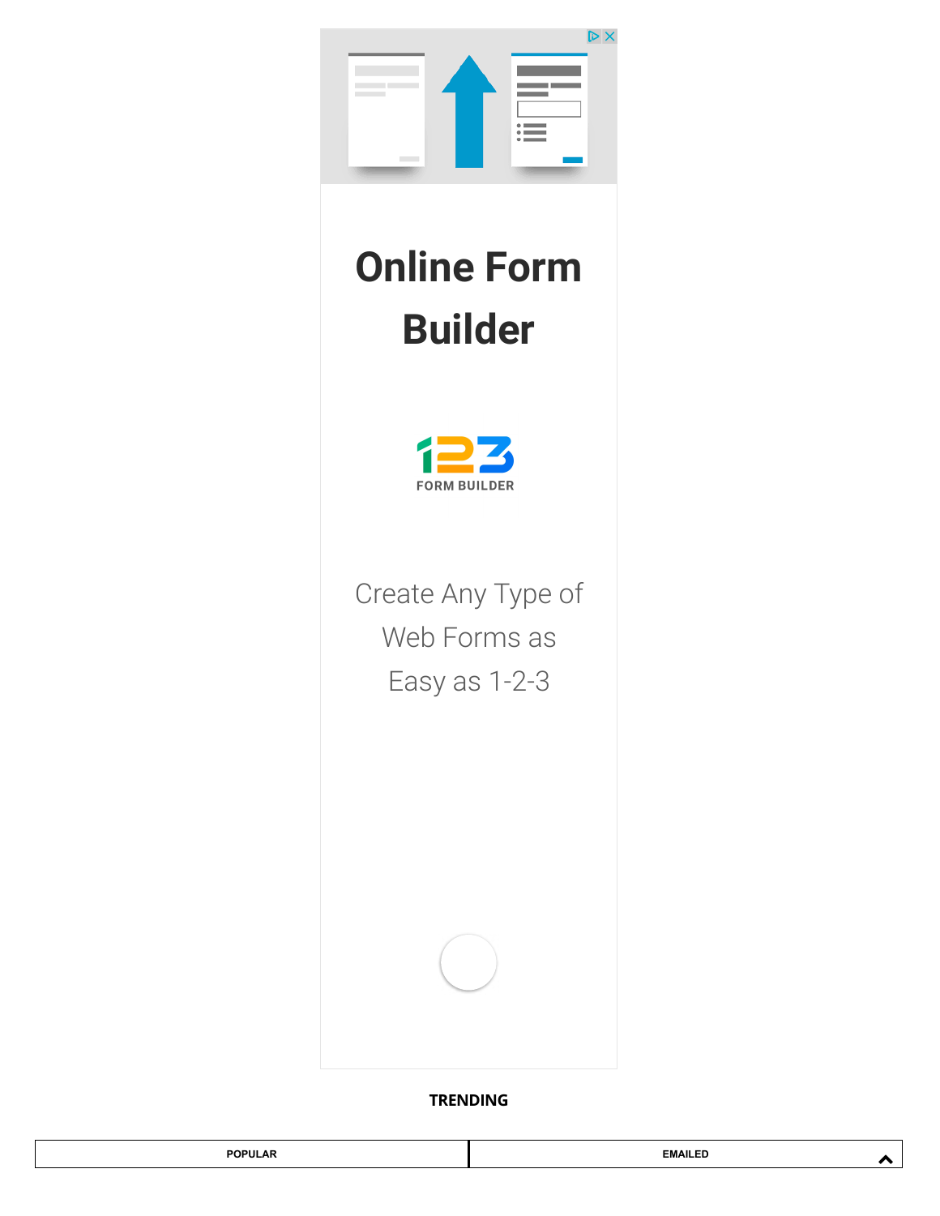# Online Form Builder

123 FORM BUILDER

Create Any Type of Web Forms as Easy as 1-2-3

**TRENDING**

| POPULAR | EMAILED |
| --- | --- |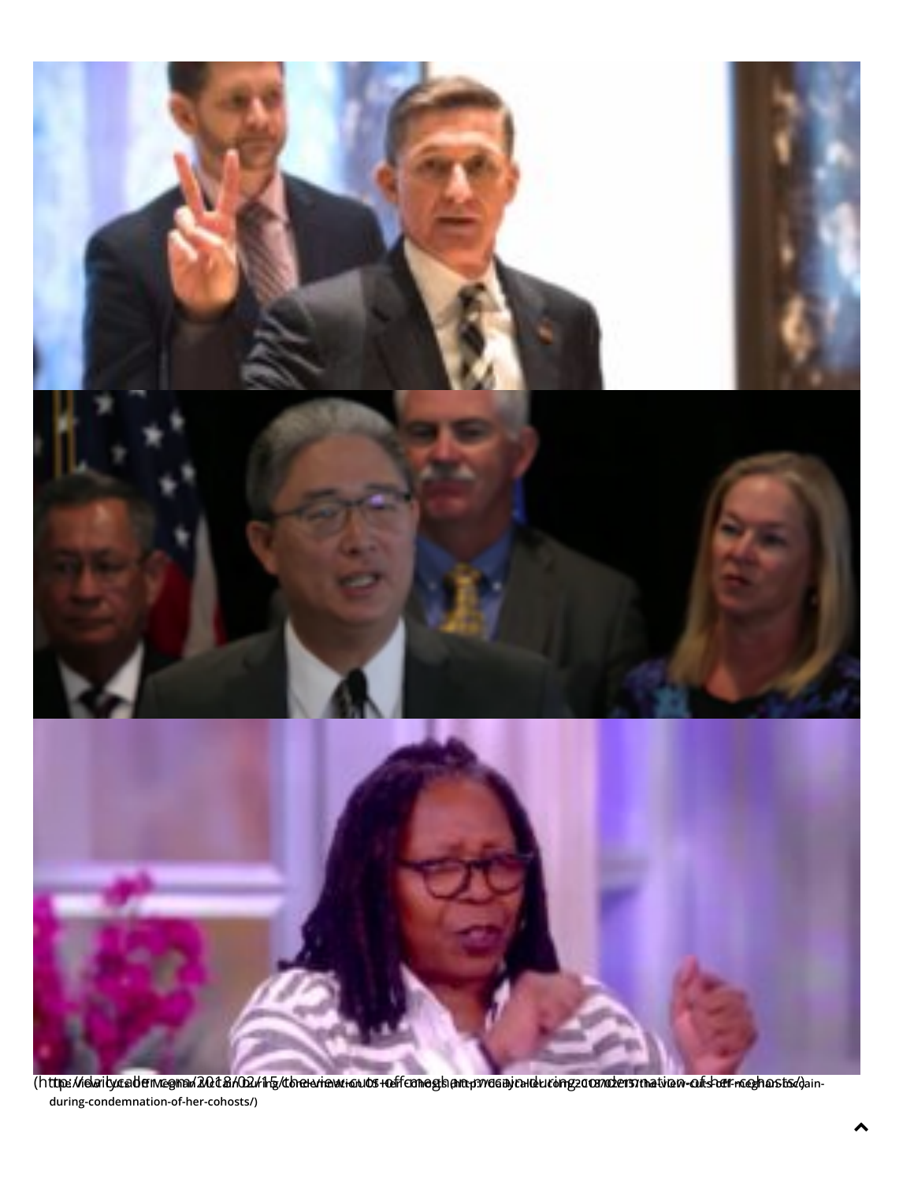(http://dailycaller.com/2018/02/15/the-view-cuts-off-meghan-mccain-during-condemnation-of-her-cohosts/)

The View Cuts Off Meghan McCain During Condemnation Of Her Cohosts (http://dailycaller.com/2018/02/15/the-view-cuts-off-meghan-mccain-during-condemnation-of-her-cohosts/)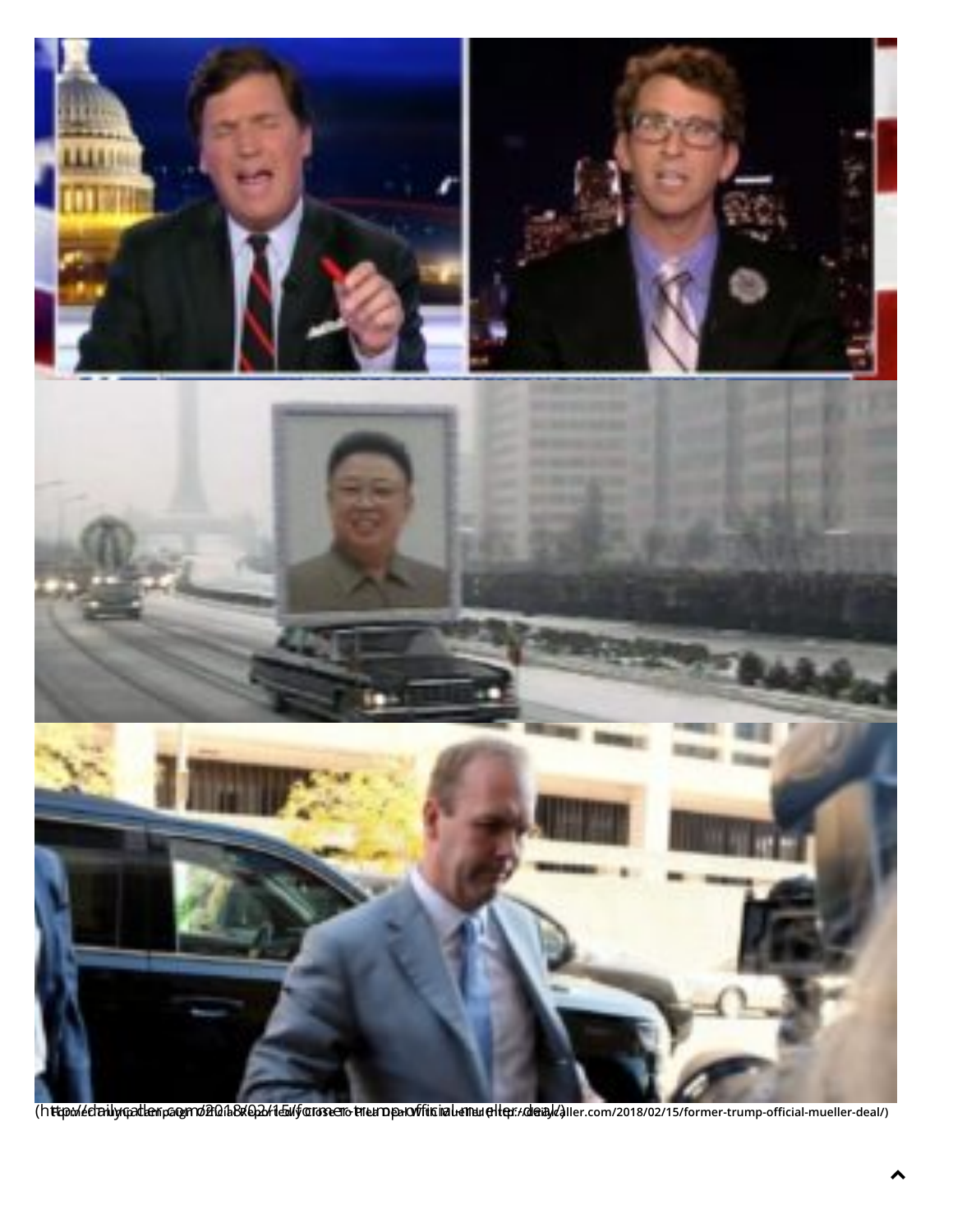(http://dailycaller.com/2018/02/15/former-trump-official-mueller-deal/)

Former Trump Campaign Official Reportedly Close To Plea Deal With Mueller (http://dailycaller.com/2018/02/15/former-trump-official-mueller-deal/)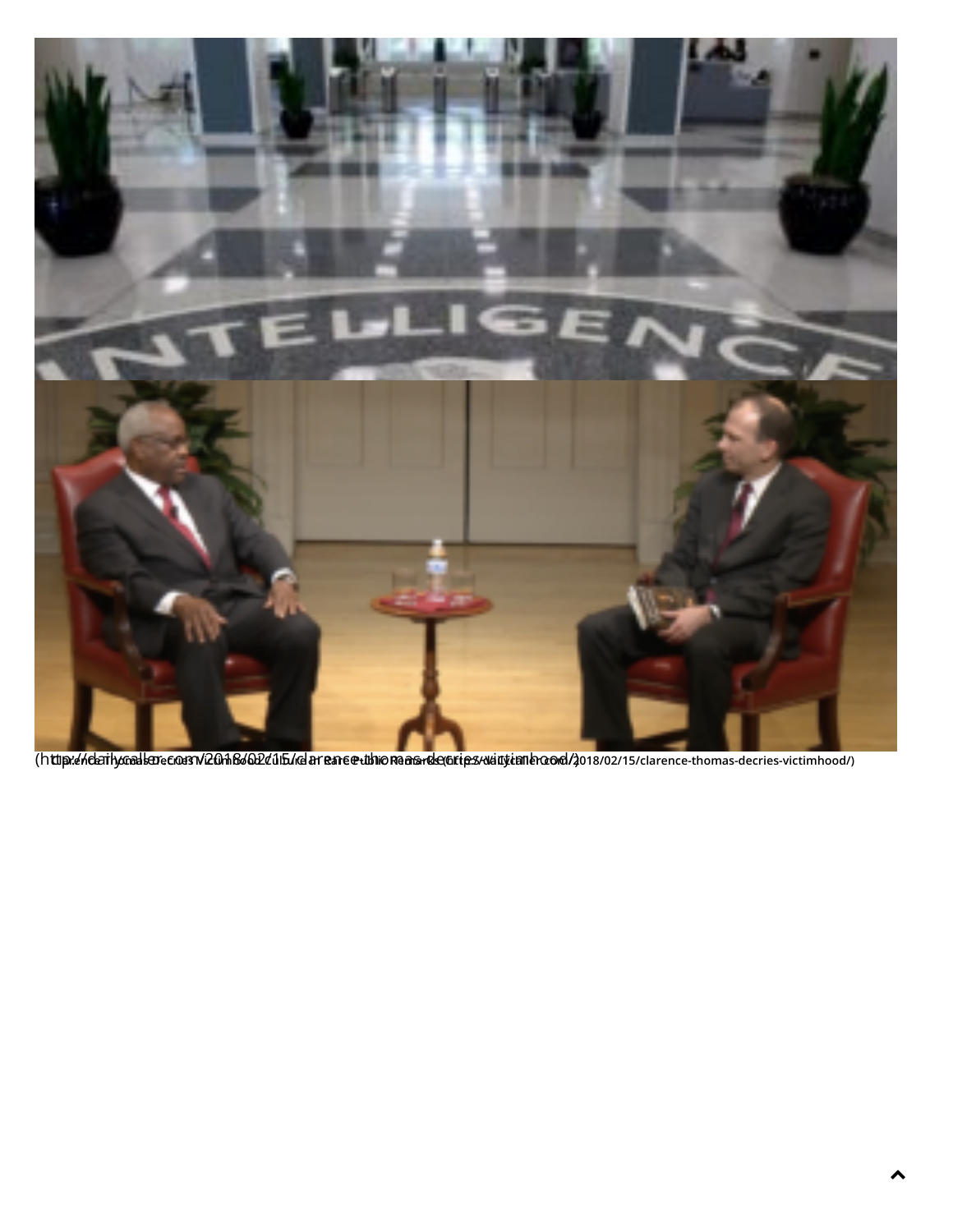(http://dailycaller.com/2018/02/15/clarence-thomas-decries-victimhood/) Clarence Thomas Decries Victimhood Culture In Rare Public Remarks (http://dailycaller.com/2018/02/15/clarence-thomas-decries-victimhood/)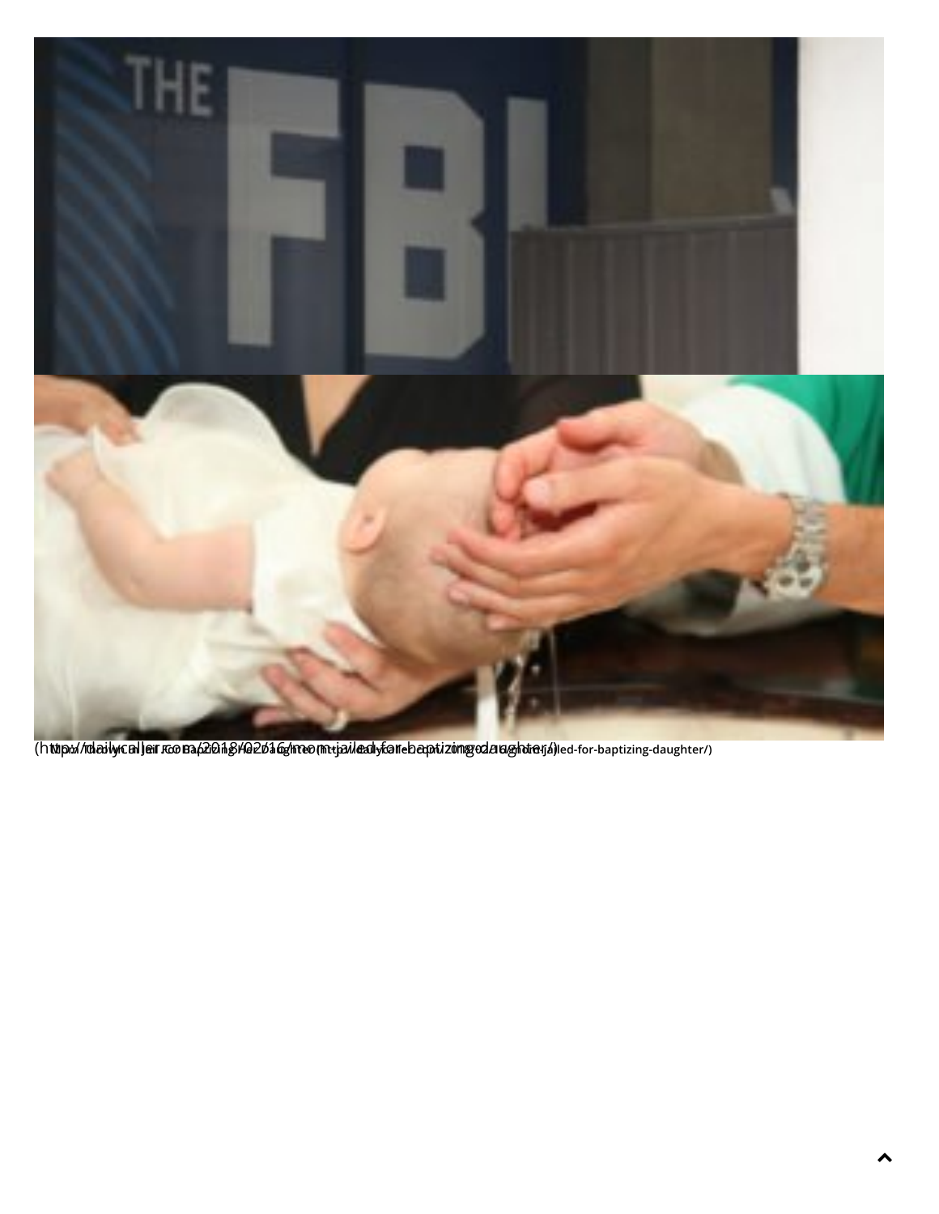(http://dailycaller.com/2018/02/16/mom-jailed-for-baptizing-daughter/)

**Mom Thrown In Jail For Baptizing Her Daughter (http://dailycaller.com/2018/02/16/mom-jailed-for-baptizing-daughter/)**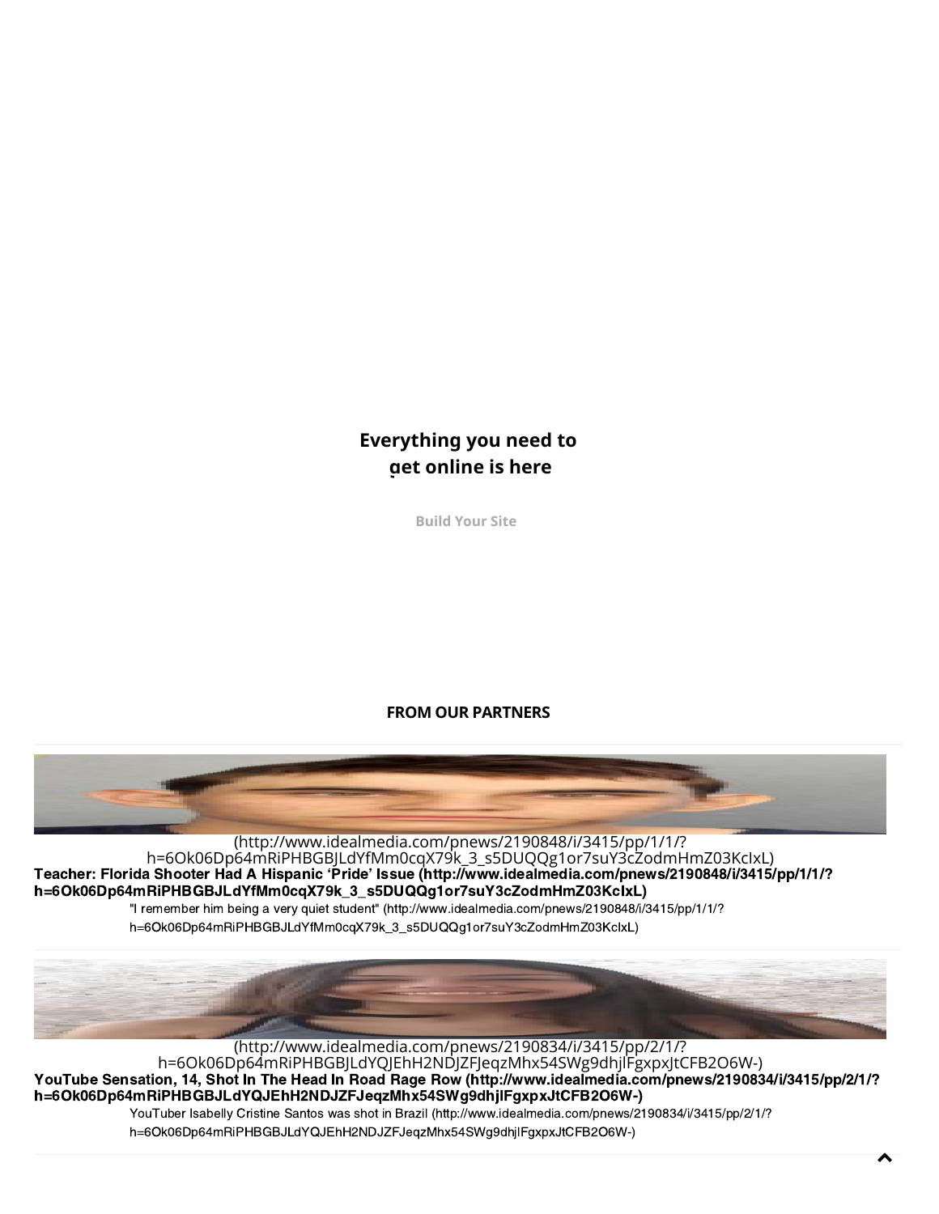**Everything you need to get online is here**

Build Your Site

**FROM OUR PARTNERS**

(http://www.idealmedia.com/pnews/2190848/i/3415/pp/1/1/?h=6Ok06Dp64mRiPHBGBJLdYfMm0cqX79k_3_s5DUQQg1or7suY3cZodmHmZ03KcIxL)

**Teacher: Florida Shooter Had A Hispanic 'Pride' Issue (http://www.idealmedia.com/pnews/2190848/i/3415/pp/1/1/?h=6Ok06Dp64mRiPHBGBJLdYfMm0cqX79k_3_s5DUQQg1or7suY3cZodmHmZ03KcIxL)**

"I remember him being a very quiet student" (http://www.idealmedia.com/pnews/2190848/i/3415/pp/1/1/?h=6Ok06Dp64mRiPHBGBJLdYfMm0cqX79k_3_s5DUQQg1or7suY3cZodmHmZ03KcIxL)

(http://www.idealmedia.com/pnews/2190834/i/3415/pp/2/1/?h=6Ok06Dp64mRiPHBGBJLdYQJEhH2NDJZFJeqzMhx54SWg9dhjlFgxpxJtCFB2O6W-)

**YouTube Sensation, 14, Shot In The Head In Road Rage Row (http://www.idealmedia.com/pnews/2190834/i/3415/pp/2/1/?h=6Ok06Dp64mRiPHBGBJLdYQJEhH2NDJZFJeqzMhx54SWg9dhjlFgxpxJtCFB2O6W-)**

YouTuber Isabelly Cristine Santos was shot in Brazil (http://www.idealmedia.com/pnews/2190834/i/3415/pp/2/1/?h=6Ok06Dp64mRiPHBGBJLdYQJEhH2NDJZFJeqzMhx54SWg9dhjlFgxpxJtCFB2O6W-)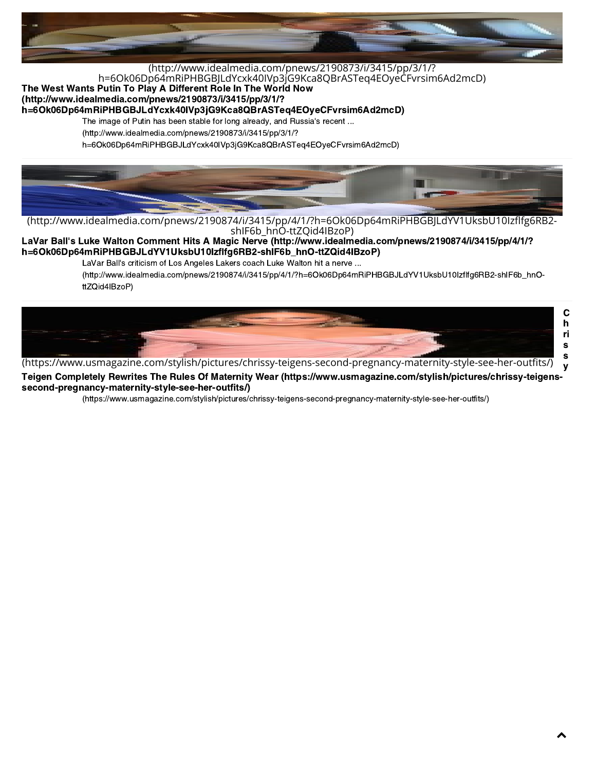(http://www.idealmedia.com/pnews/2190873/i/3415/pp/3/1/?h=6Ok06Dp64mRiPHBGBJLdYcxk40IVp3jG9Kca8QBrASTeq4EOyeCFvrsim6Ad2mcD)

**The West Wants Putin To Play A Different Role In The World Now (http://www.idealmedia.com/pnews/2190873/i/3415/pp/3/1/?h=6Ok06Dp64mRiPHBGBJLdYcxk40IVp3jG9Kca8QBrASTeq4EOyeCFvrsim6Ad2mcD)**

The image of Putin has been stable for long already, and Russia's recent ... (http://www.idealmedia.com/pnews/2190873/i/3415/pp/3/1/?h=6Ok06Dp64mRiPHBGBJLdYcxk40IVp3jG9Kca8QBrASTeq4EOyeCFvrsim6Ad2mcD)

---

(http://www.idealmedia.com/pnews/2190874/i/3415/pp/4/1/?h=6Ok06Dp64mRiPHBGBJLdYV1UksbU10Izflfg6RB2-shIF6b_hnO-ttZQid4IBzoP)

**LaVar Ball's Luke Walton Comment Hits A Magic Nerve (http://www.idealmedia.com/pnews/2190874/i/3415/pp/4/1/?h=6Ok06Dp64mRiPHBGBJLdYV1UksbU10Izflfg6RB2-shIF6b_hnO-ttZQid4IBzoP)**

LaVar Ball's criticism of Los Angeles Lakers coach Luke Walton hit a nerve ... (http://www.idealmedia.com/pnews/2190874/i/3415/pp/4/1/?h=6Ok06Dp64mRiPHBGBJLdYV1UksbU10Izflfg6RB2-shIF6b_hnO-ttZQid4IBzoP)

---

(https://www.usmagazine.com/stylish/pictures/chrissy-teigens-second-pregnancy-maternity-style-see-her-outfits/)

**Chrissy Teigen Completely Rewrites The Rules Of Maternity Wear (https://www.usmagazine.com/stylish/pictures/chrissy-teigens-second-pregnancy-maternity-style-see-her-outfits/)**

(https://www.usmagazine.com/stylish/pictures/chrissy-teigens-second-pregnancy-maternity-style-see-her-outfits/)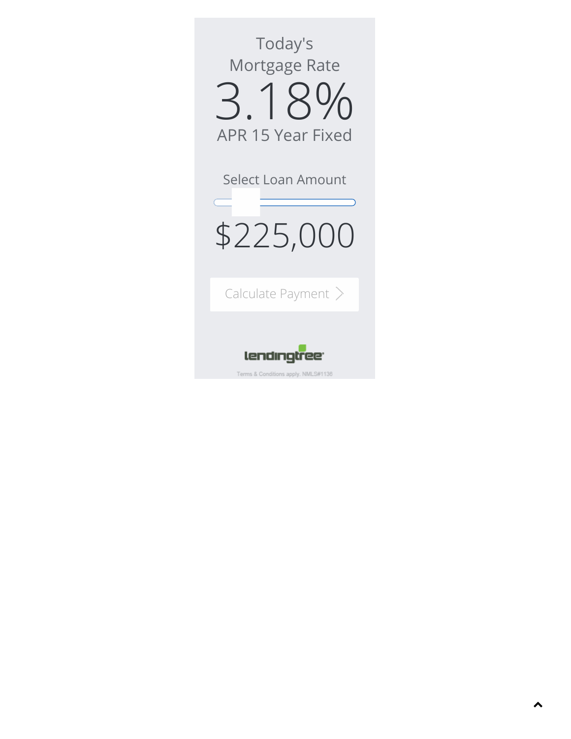Today's
Mortgage Rate

3.18%

APR 15 Year Fixed

Select Loan Amount

$225,000

Calculate Payment >

lendingtree

Terms & Conditions apply. NMLS#1136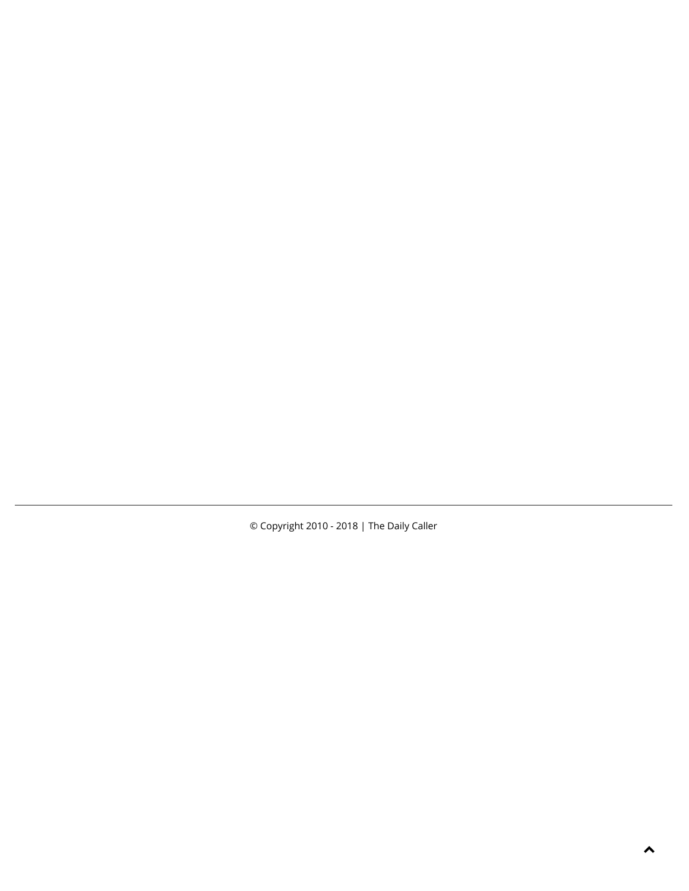© Copyright 2010 - 2018 | The Daily Caller